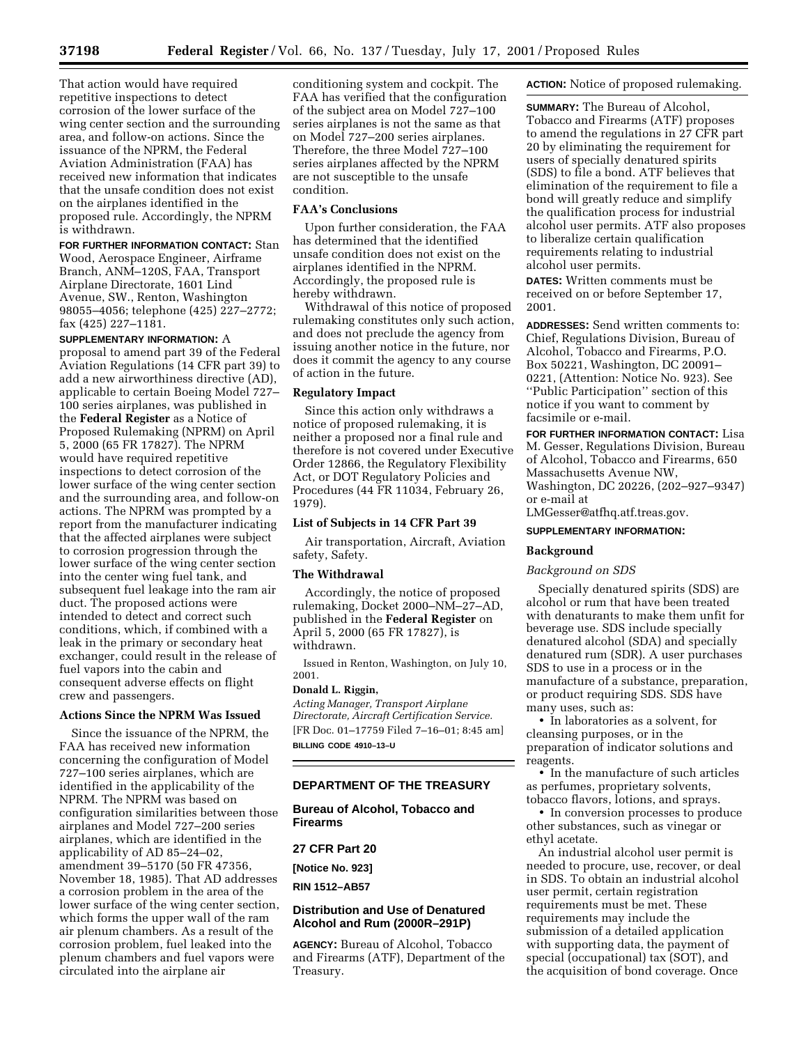That action would have required repetitive inspections to detect corrosion of the lower surface of the wing center section and the surrounding area, and follow-on actions. Since the issuance of the NPRM, the Federal Aviation Administration (FAA) has received new information that indicates that the unsafe condition does not exist on the airplanes identified in the proposed rule. Accordingly, the NPRM is withdrawn.

**FOR FURTHER INFORMATION CONTACT:** Stan Wood, Aerospace Engineer, Airframe Branch, ANM–120S, FAA, Transport Airplane Directorate, 1601 Lind Avenue, SW., Renton, Washington 98055–4056; telephone (425) 227–2772; fax (425) 227–1181.

**SUPPLEMENTARY INFORMATION:** A proposal to amend part 39 of the Federal Aviation Regulations (14 CFR part 39) to add a new airworthiness directive (AD), applicable to certain Boeing Model 727–100 series airplanes, was published in the **Federal Register** as a Notice of Proposed Rulemaking (NPRM) on April 5, 2000 (65 FR 17827). The NPRM would have required repetitive inspections to detect corrosion of the lower surface of the wing center section and the surrounding area, and follow-on actions. The NPRM was prompted by a report from the manufacturer indicating that the affected airplanes were subject to corrosion progression through the lower surface of the wing center section into the center wing fuel tank, and subsequent fuel leakage into the ram air duct. The proposed actions were intended to detect and correct such conditions, which, if combined with a leak in the primary or secondary heat exchanger, could result in the release of fuel vapors into the cabin and consequent adverse effects on flight crew and passengers.

### Actions Since the NPRM Was Issued

Since the issuance of the NPRM, the FAA has received new information concerning the configuration of Model 727–100 series airplanes, which are identified in the applicability of the NPRM. The NPRM was based on configuration similarities between those airplanes and Model 727–200 series airplanes, which are identified in the applicability of AD 85–24–02, amendment 39–5170 (50 FR 47356, November 18, 1985). That AD addresses a corrosion problem in the area of the lower surface of the wing center section, which forms the upper wall of the ram air plenum chambers. As a result of the corrosion problem, fuel leaked into the plenum chambers and fuel vapors were circulated into the airplane air conditioning system and cockpit. The FAA has verified that the configuration of the subject area on Model 727–100 series airplanes is not the same as that on Model 727–200 series airplanes. Therefore, the three Model 727–100 series airplanes affected by the NPRM are not susceptible to the unsafe condition.

### FAA's Conclusions

Upon further consideration, the FAA has determined that the identified unsafe condition does not exist on the airplanes identified in the NPRM. Accordingly, the proposed rule is hereby withdrawn.

Withdrawal of this notice of proposed rulemaking constitutes only such action, and does not preclude the agency from issuing another notice in the future, nor does it commit the agency to any course of action in the future.

### Regulatory Impact

Since this action only withdraws a notice of proposed rulemaking, it is neither a proposed nor a final rule and therefore is not covered under Executive Order 12866, the Regulatory Flexibility Act, or DOT Regulatory Policies and Procedures (44 FR 11034, February 26, 1979).

### List of Subjects in 14 CFR Part 39

Air transportation, Aircraft, Aviation safety, Safety.

### The Withdrawal

Accordingly, the notice of proposed rulemaking, Docket 2000–NM–27–AD, published in the **Federal Register** on April 5, 2000 (65 FR 17827), is withdrawn.

Issued in Renton, Washington, on July 10, 2001.

**Donald L. Riggin,**

*Acting Manager, Transport Airplane Directorate, Aircraft Certification Service.*

[FR Doc. 01–17759 Filed 7–16–01; 8:45 am]

**BILLING CODE 4910–13–U**

## DEPARTMENT OF THE TREASURY

## Bureau of Alcohol, Tobacco and Firearms

## 27 CFR Part 20

**[Notice No. 923]**

**RIN 1512–AB57**

## Distribution and Use of Denatured Alcohol and Rum (2000R–291P)

**AGENCY:** Bureau of Alcohol, Tobacco and Firearms (ATF), Department of the Treasury.

**ACTION:** Notice of proposed rulemaking.

**SUMMARY:** The Bureau of Alcohol, Tobacco and Firearms (ATF) proposes to amend the regulations in 27 CFR part 20 by eliminating the requirement for users of specially denatured spirits (SDS) to file a bond. ATF believes that elimination of the requirement to file a bond will greatly reduce and simplify the qualification process for industrial alcohol user permits. ATF also proposes to liberalize certain qualification requirements relating to industrial alcohol user permits.

**DATES:** Written comments must be received on or before September 17, 2001.

**ADDRESSES:** Send written comments to: Chief, Regulations Division, Bureau of Alcohol, Tobacco and Firearms, P.O. Box 50221, Washington, DC 20091–0221, (Attention: Notice No. 923). See ''Public Participation'' section of this notice if you want to comment by facsimile or e-mail.

**FOR FURTHER INFORMATION CONTACT:** Lisa M. Gesser, Regulations Division, Bureau of Alcohol, Tobacco and Firearms, 650 Massachusetts Avenue NW, Washington, DC 20226, (202–927–9347) or e-mail at LMGesser@atfhq.atf.treas.gov.

**SUPPLEMENTARY INFORMATION:**

### Background

*Background on SDS*

Specially denatured spirits (SDS) are alcohol or rum that have been treated with denaturants to make them unfit for beverage use. SDS include specially denatured alcohol (SDA) and specially denatured rum (SDR). A user purchases SDS to use in a process or in the manufacture of a substance, preparation, or product requiring SDS. SDS have many uses, such as:

- In laboratories as a solvent, for cleansing purposes, or in the preparation of indicator solutions and reagents.
- In the manufacture of such articles as perfumes, proprietary solvents, tobacco flavors, lotions, and sprays.
- In conversion processes to produce other substances, such as vinegar or ethyl acetate.

An industrial alcohol user permit is needed to procure, use, recover, or deal in SDS. To obtain an industrial alcohol user permit, certain registration requirements must be met. These requirements may include the submission of a detailed application with supporting data, the payment of special (occupational) tax (SOT), and the acquisition of bond coverage. Once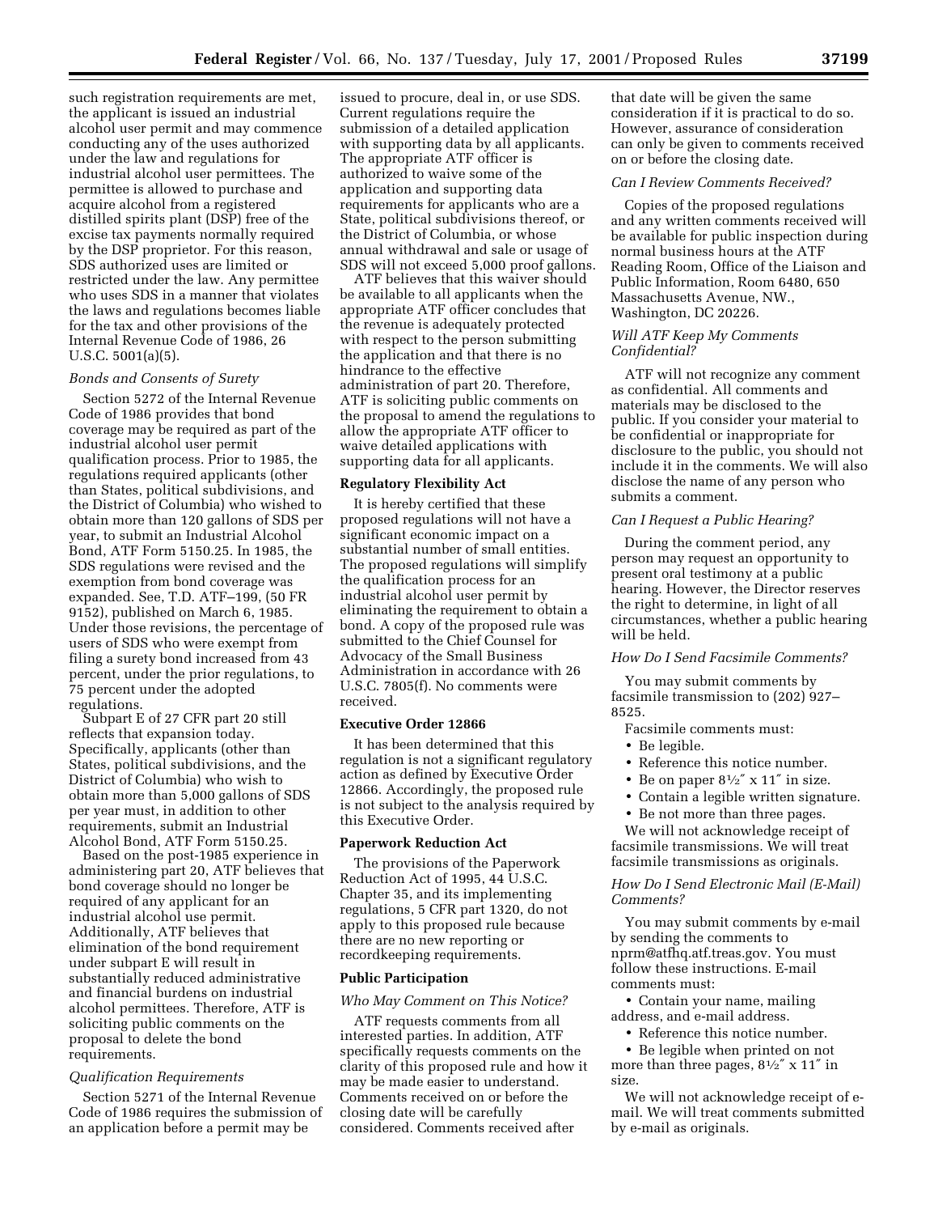such registration requirements are met, the applicant is issued an industrial alcohol user permit and may commence conducting any of the uses authorized under the law and regulations for industrial alcohol user permittees. The permittee is allowed to purchase and acquire alcohol from a registered distilled spirits plant (DSP) free of the excise tax payments normally required by the DSP proprietor. For this reason, SDS authorized uses are limited or restricted under the law. Any permittee who uses SDS in a manner that violates the laws and regulations becomes liable for the tax and other provisions of the Internal Revenue Code of 1986, 26 U.S.C. 5001(a)(5).

*Bonds and Consents of Surety*

Section 5272 of the Internal Revenue Code of 1986 provides that bond coverage may be required as part of the industrial alcohol user permit qualification process. Prior to 1985, the regulations required applicants (other than States, political subdivisions, and the District of Columbia) who wished to obtain more than 120 gallons of SDS per year, to submit an Industrial Alcohol Bond, ATF Form 5150.25. In 1985, the SDS regulations were revised and the exemption from bond coverage was expanded. See, T.D. ATF–199, (50 FR 9152), published on March 6, 1985. Under those revisions, the percentage of users of SDS who were exempt from filing a surety bond increased from 43 percent, under the prior regulations, to 75 percent under the adopted regulations.

Subpart E of 27 CFR part 20 still reflects that expansion today. Specifically, applicants (other than States, political subdivisions, and the District of Columbia) who wish to obtain more than 5,000 gallons of SDS per year must, in addition to other requirements, submit an Industrial Alcohol Bond, ATF Form 5150.25.

Based on the post-1985 experience in administering part 20, ATF believes that bond coverage should no longer be required of any applicant for an industrial alcohol use permit. Additionally, ATF believes that elimination of the bond requirement under subpart E will result in substantially reduced administrative and financial burdens on industrial alcohol permittees. Therefore, ATF is soliciting public comments on the proposal to delete the bond requirements.

*Qualification Requirements*

Section 5271 of the Internal Revenue Code of 1986 requires the submission of an application before a permit may be issued to procure, deal in, or use SDS. Current regulations require the submission of a detailed application with supporting data by all applicants. The appropriate ATF officer is authorized to waive some of the application and supporting data requirements for applicants who are a State, political subdivisions thereof, or the District of Columbia, or whose annual withdrawal and sale or usage of SDS will not exceed 5,000 proof gallons.

ATF believes that this waiver should be available to all applicants when the appropriate ATF officer concludes that the revenue is adequately protected with respect to the person submitting the application and that there is no hindrance to the effective administration of part 20. Therefore, ATF is soliciting public comments on the proposal to amend the regulations to allow the appropriate ATF officer to waive detailed applications with supporting data for all applicants.

**Regulatory Flexibility Act**

It is hereby certified that these proposed regulations will not have a significant economic impact on a substantial number of small entities. The proposed regulations will simplify the qualification process for an industrial alcohol user permit by eliminating the requirement to obtain a bond. A copy of the proposed rule was submitted to the Chief Counsel for Advocacy of the Small Business Administration in accordance with 26 U.S.C. 7805(f). No comments were received.

**Executive Order 12866**

It has been determined that this regulation is not a significant regulatory action as defined by Executive Order 12866. Accordingly, the proposed rule is not subject to the analysis required by this Executive Order.

**Paperwork Reduction Act**

The provisions of the Paperwork Reduction Act of 1995, 44 U.S.C. Chapter 35, and its implementing regulations, 5 CFR part 1320, do not apply to this proposed rule because there are no new reporting or recordkeeping requirements.

**Public Participation**

*Who May Comment on This Notice?*

ATF requests comments from all interested parties. In addition, ATF specifically requests comments on the clarity of this proposed rule and how it may be made easier to understand. Comments received on or before the closing date will be carefully considered. Comments received after that date will be given the same consideration if it is practical to do so. However, assurance of consideration can only be given to comments received on or before the closing date.

*Can I Review Comments Received?*

Copies of the proposed regulations and any written comments received will be available for public inspection during normal business hours at the ATF Reading Room, Office of the Liaison and Public Information, Room 6480, 650 Massachusetts Avenue, NW., Washington, DC 20226.

*Will ATF Keep My Comments Confidential?*

ATF will not recognize any comment as confidential. All comments and materials may be disclosed to the public. If you consider your material to be confidential or inappropriate for disclosure to the public, you should not include it in the comments. We will also disclose the name of any person who submits a comment.

*Can I Request a Public Hearing?*

During the comment period, any person may request an opportunity to present oral testimony at a public hearing. However, the Director reserves the right to determine, in light of all circumstances, whether a public hearing will be held.

*How Do I Send Facsimile Comments?*

You may submit comments by facsimile transmission to (202) 927–8525.

Facsimile comments must:

- Be legible.
- Reference this notice number.
- Be on paper 8½″ x 11″ in size.
- Contain a legible written signature.
- Be not more than three pages.

We will not acknowledge receipt of facsimile transmissions. We will treat facsimile transmissions as originals.

*How Do I Send Electronic Mail (E-Mail) Comments?*

You may submit comments by e-mail by sending the comments to nprm@atfhq.atf.treas.gov. You must follow these instructions. E-mail comments must:

- Contain your name, mailing address, and e-mail address.
- Reference this notice number.
- Be legible when printed on not more than three pages, 8½″ x 11″ in size.

We will not acknowledge receipt of e-mail. We will treat comments submitted by e-mail as originals.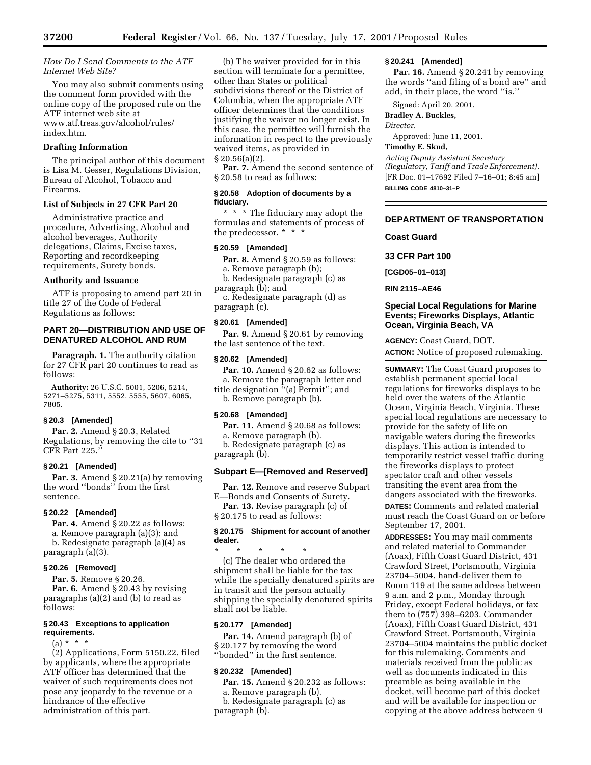*How Do I Send Comments to the ATF Internet Web Site?*

You may also submit comments using the comment form provided with the online copy of the proposed rule on the ATF internet web site at www.atf.treas.gov/alcohol/rules/index.htm.

### Drafting Information

The principal author of this document is Lisa M. Gesser, Regulations Division, Bureau of Alcohol, Tobacco and Firearms.

### List of Subjects in 27 CFR Part 20

Administrative practice and procedure, Advertising, Alcohol and alcohol beverages, Authority delegations, Claims, Excise taxes, Reporting and recordkeeping requirements, Surety bonds.

### Authority and Issuance

ATF is proposing to amend part 20 in title 27 of the Code of Federal Regulations as follows:

## PART 20—DISTRIBUTION AND USE OF DENATURED ALCOHOL AND RUM

**Paragraph. 1.** The authority citation for 27 CFR part 20 continues to read as follows:

**Authority:** 26 U.S.C. 5001, 5206, 5214, 5271–5275, 5311, 5552, 5555, 5607, 6065, 7805.

#### § 20.3 [Amended]

**Par. 2.** Amend § 20.3, Related Regulations, by removing the cite to ''31 CFR Part 225.''

#### § 20.21 [Amended]

**Par. 3.** Amend § 20.21(a) by removing the word ''bonds'' from the first sentence.

#### § 20.22 [Amended]

**Par. 4.** Amend § 20.22 as follows:

a. Remove paragraph (a)(3); and

b. Redesignate paragraph (a)(4) as paragraph (a)(3).

#### § 20.26 [Removed]

**Par. 5.** Remove § 20.26.

**Par. 6.** Amend § 20.43 by revising paragraphs (a)(2) and (b) to read as follows:

#### § 20.43 Exceptions to application requirements.

(a) * * *

(2) Applications, Form 5150.22, filed by applicants, where the appropriate ATF officer has determined that the waiver of such requirements does not pose any jeopardy to the revenue or a hindrance of the effective administration of this part.

(b) The waiver provided for in this section will terminate for a permittee, other than States or political subdivisions thereof or the District of Columbia, when the appropriate ATF officer determines that the conditions justifying the waiver no longer exist. In this case, the permittee will furnish the information in respect to the previously waived items, as provided in § 20.56(a)(2).

**Par. 7.** Amend the second sentence of § 20.58 to read as follows:

#### § 20.58 Adoption of documents by a fiduciary.

* * * The fiduciary may adopt the formulas and statements of process of the predecessor. * * *

#### § 20.59 [Amended]

**Par. 8.** Amend § 20.59 as follows:

a. Remove paragraph (b);

b. Redesignate paragraph (c) as paragraph (b); and

c. Redesignate paragraph (d) as paragraph (c).

#### § 20.61 [Amended]

**Par. 9.** Amend § 20.61 by removing the last sentence of the text.

#### § 20.62 [Amended]

**Par. 10.** Amend § 20.62 as follows:

a. Remove the paragraph letter and title designation ''(a) Permit''; and

b. Remove paragraph (b).

#### § 20.68 [Amended]

**Par. 11.** Amend § 20.68 as follows:

a. Remove paragraph (b).

b. Redesignate paragraph (c) as paragraph (b).

### Subpart E—[Removed and Reserved]

**Par. 12.** Remove and reserve Subpart E—Bonds and Consents of Surety.

**Par. 13.** Revise paragraph (c) of § 20.175 to read as follows:

#### § 20.175 Shipment for account of another dealer.

* * * * *

(c) The dealer who ordered the shipment shall be liable for the tax while the specially denatured spirits are in transit and the person actually shipping the specially denatured spirits shall not be liable.

#### § 20.177 [Amended]

**Par. 14.** Amend paragraph (b) of § 20.177 by removing the word ''bonded'' in the first sentence.

#### § 20.232 [Amended]

**Par. 15.** Amend § 20.232 as follows:

a. Remove paragraph (b).

b. Redesignate paragraph (c) as paragraph (b).

#### § 20.241 [Amended]

**Par. 16.** Amend § 20.241 by removing the words ''and filing of a bond are'' and add, in their place, the word ''is.''

Signed: April 20, 2001.

**Bradley A. Buckles,**

*Director.*

Approved: June 11, 2001.

**Timothy E. Skud,**

*Acting Deputy Assistant Secretary (Regulatory, Tariff and Trade Enforcement).*

[FR Doc. 01–17692 Filed 7–16–01; 8:45 am]

**BILLING CODE 4810–31–P**

---

## DEPARTMENT OF TRANSPORTATION

### Coast Guard

### 33 CFR Part 100

**[CGD05–01–013]**

**RIN 2115–AE46**

### Special Local Regulations for Marine Events; Fireworks Displays, Atlantic Ocean, Virginia Beach, VA

**AGENCY:** Coast Guard, DOT.

**ACTION:** Notice of proposed rulemaking.

**SUMMARY:** The Coast Guard proposes to establish permanent special local regulations for fireworks displays to be held over the waters of the Atlantic Ocean, Virginia Beach, Virginia. These special local regulations are necessary to provide for the safety of life on navigable waters during the fireworks displays. This action is intended to temporarily restrict vessel traffic during the fireworks displays to protect spectator craft and other vessels transiting the event area from the dangers associated with the fireworks.

**DATES:** Comments and related material must reach the Coast Guard on or before September 17, 2001.

**ADDRESSES:** You may mail comments and related material to Commander (Aoax), Fifth Coast Guard District, 431 Crawford Street, Portsmouth, Virginia 23704–5004, hand-deliver them to Room 119 at the same address between 9 a.m. and 2 p.m., Monday through Friday, except Federal holidays, or fax them to (757) 398–6203. Commander (Aoax), Fifth Coast Guard District, 431 Crawford Street, Portsmouth, Virginia 23704–5004 maintains the public docket for this rulemaking. Comments and materials received from the public as well as documents indicated in this preamble as being available in the docket, will become part of this docket and will be available for inspection or copying at the above address between 9